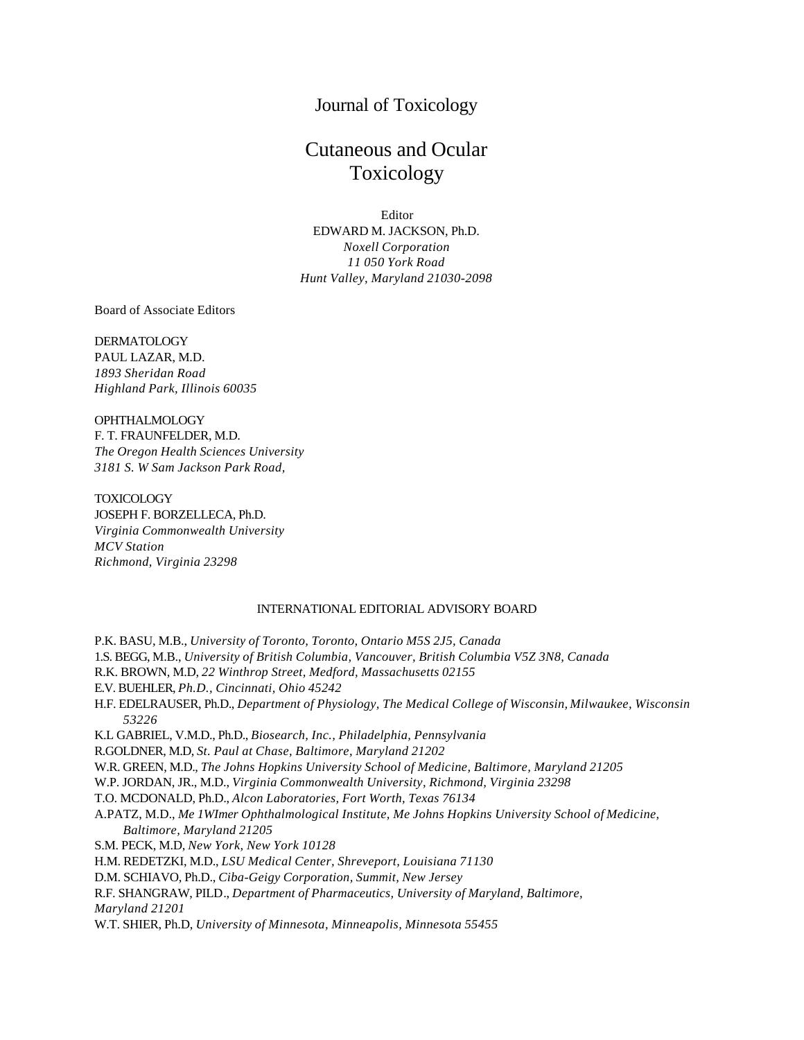# Journal of Toxicology

# Cutaneous and Ocular Toxicology

Editor
EDWARD M. JACKSON, Ph.D.
*Noxell Corporation*
*11 050 York Road*
*Hunt Valley, Maryland 21030-2098*

Board of Associate Editors

DERMATOLOGY
PAUL LAZAR, M.D.
*1893 Sheridan Road*
*Highland Park, Illinois 60035*

OPHTHALMOLOGY
F. T. FRAUNFELDER, M.D.
*The Oregon Health Sciences University*
*3181 S. W Sam Jackson Park Road,*

TOXICOLOGY
JOSEPH F. BORZELLECA, Ph.D.
*Virginia Commonwealth University*
*MCV Station*
*Richmond, Virginia 23298*

## INTERNATIONAL EDITORIAL ADVISORY BOARD

P.K. BASU, M.B., *University of Toronto, Toronto, Ontario M5S 2J5, Canada*
1.S. BEGG, M.B., *University of British Columbia, Vancouver, British Columbia V5Z 3N8, Canada*
R.K. BROWN, M.D, *22 Winthrop Street, Medford, Massachusetts 02155*
E.V. BUEHLER, *Ph.D., Cincinnati, Ohio 45242*
H.F. EDELRAUSER, Ph.D., *Department of Physiology, The Medical College of Wisconsin, Milwaukee, Wisconsin 53226*
K.L GABRIEL, V.M.D., Ph.D., *Biosearch, Inc., Philadelphia, Pennsylvania*
R.GOLDNER, M.D, *St. Paul at Chase, Baltimore, Maryland 21202*
W.R. GREEN, M.D., *The Johns Hopkins University School of Medicine, Baltimore, Maryland 21205*
W.P. JORDAN, JR., M.D., *Virginia Commonwealth University, Richmond, Virginia 23298*
T.O. MCDONALD, Ph.D., *Alcon Laboratories, Fort Worth, Texas 76134*
A.PATZ, M.D., *Me 1WImer Ophthalmological Institute, Me Johns Hopkins University School of Medicine, Baltimore, Maryland 21205*
S.M. PECK, M.D, *New York, New York 10128*
H.M. REDETZKI, M.D., *LSU Medical Center, Shreveport, Louisiana 71130*
D.M. SCHIAVO, Ph.D., *Ciba-Geigy Corporation, Summit, New Jersey*
R.F. SHANGRAW, PILD., *Department of Pharmaceutics, University of Maryland, Baltimore, Maryland 21201*
W.T. SHIER, Ph.D, *University of Minnesota, Minneapolis, Minnesota 55455*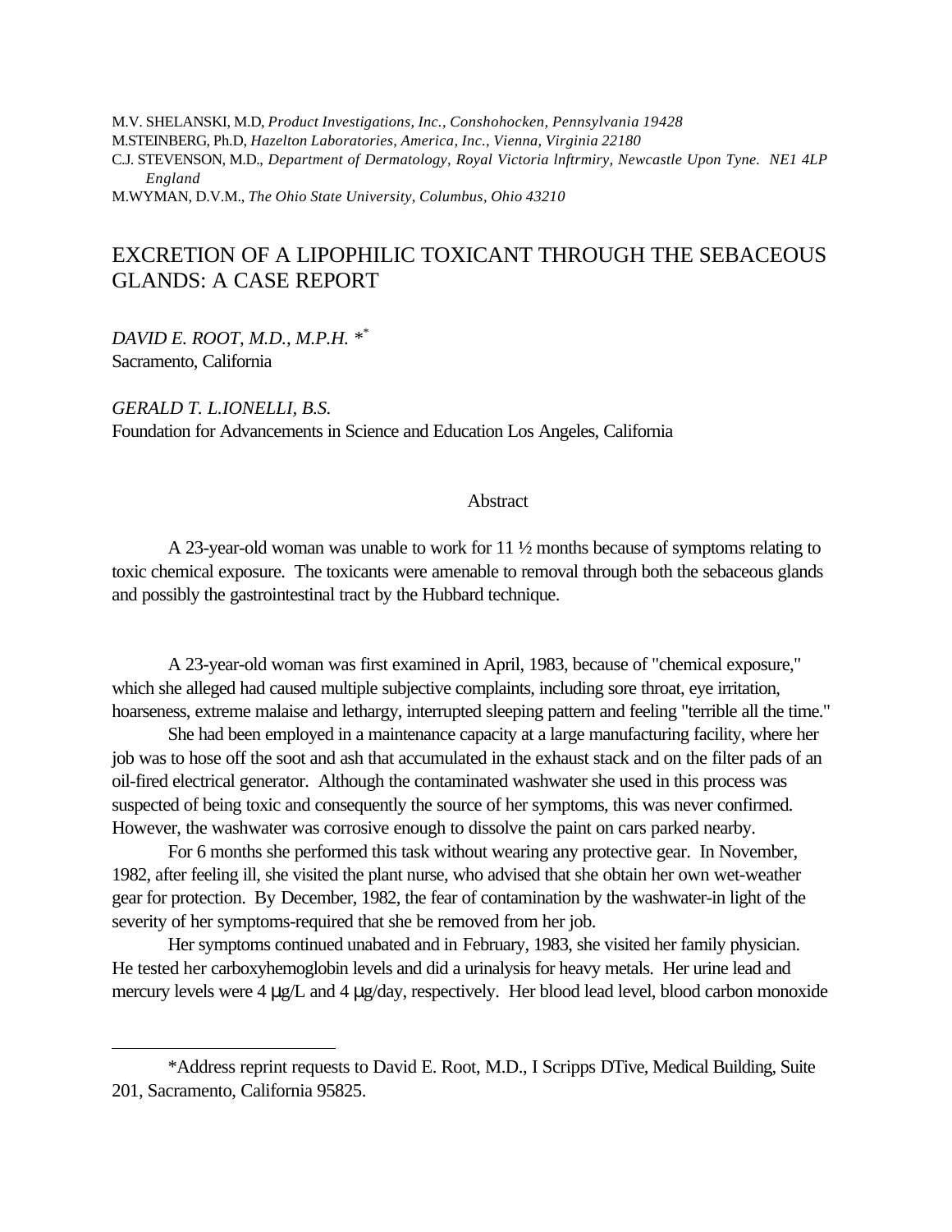M.V. SHELANSKI, M.D, *Product Investigations, Inc., Conshohocken, Pennsylvania 19428*
M.STEINBERG, Ph.D, *Hazelton Laboratories, America, Inc., Vienna, Virginia 22180*
C.J. STEVENSON, M.D., *Department of Dermatology, Royal Victoria lnftrmiry, Newcastle Upon Tyne. NE1 4LP England*
M.WYMAN, D.V.M., *The Ohio State University, Columbus, Ohio 43210*

# EXCRETION OF A LIPOPHILIC TOXICANT THROUGH THE SEBACEOUS GLANDS: A CASE REPORT

*DAVID E. ROOT, M.D., M.P.H.* *[*]
Sacramento, California

*GERALD T. L.IONELLI, B.S.*
Foundation for Advancements in Science and Education Los Angeles, California

## Abstract

A 23-year-old woman was unable to work for 11 ½ months because of symptoms relating to toxic chemical exposure. The toxicants were amenable to removal through both the sebaceous glands and possibly the gastrointestinal tract by the Hubbard technique.

A 23-year-old woman was first examined in April, 1983, because of "chemical exposure," which she alleged had caused multiple subjective complaints, including sore throat, eye irritation, hoarseness, extreme malaise and lethargy, interrupted sleeping pattern and feeling "terrible all the time."

She had been employed in a maintenance capacity at a large manufacturing facility, where her job was to hose off the soot and ash that accumulated in the exhaust stack and on the filter pads of an oil-fired electrical generator. Although the contaminated washwater she used in this process was suspected of being toxic and consequently the source of her symptoms, this was never confirmed. However, the washwater was corrosive enough to dissolve the paint on cars parked nearby.

For 6 months she performed this task without wearing any protective gear. In November, 1982, after feeling ill, she visited the plant nurse, who advised that she obtain her own wet-weather gear for protection. By December, 1982, the fear of contamination by the washwater-in light of the severity of her symptoms-required that she be removed from her job.

Her symptoms continued unabated and in February, 1983, she visited her family physician. He tested her carboxyhemoglobin levels and did a urinalysis for heavy metals. Her urine lead and mercury levels were 4 µg/L and 4 µg/day, respectively. Her blood lead level, blood carbon monoxide

---

*Address reprint requests to David E. Root, M.D., I Scripps DTive, Medical Building, Suite 201, Sacramento, California 95825.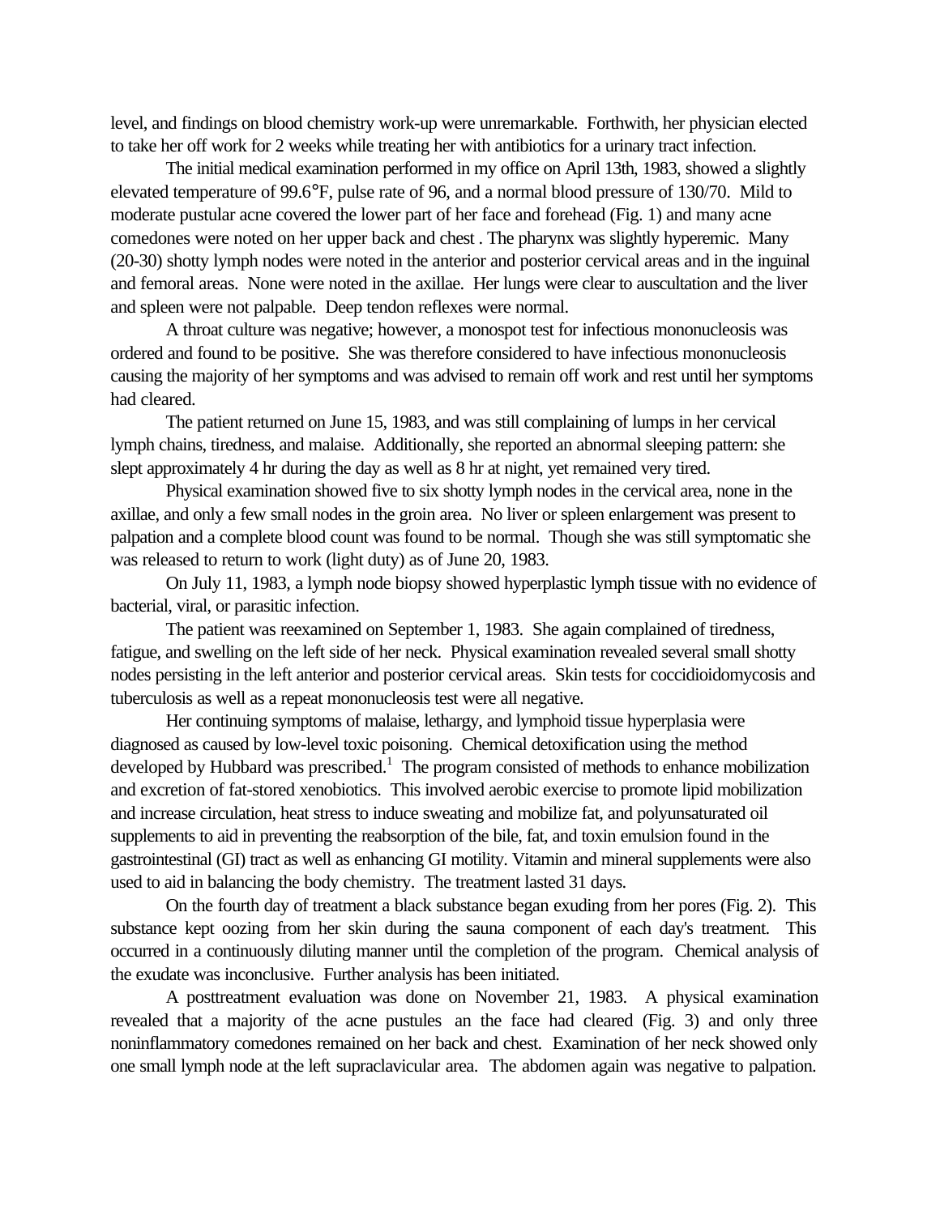level, and findings on blood chemistry work-up were unremarkable. Forthwith, her physician elected to take her off work for 2 weeks while treating her with antibiotics for a urinary tract infection.

The initial medical examination performed in my office on April 13th, 1983, showed a slightly elevated temperature of 99.6°F, pulse rate of 96, and a normal blood pressure of 130/70. Mild to moderate pustular acne covered the lower part of her face and forehead (Fig. 1) and many acne comedones were noted on her upper back and chest . The pharynx was slightly hyperemic. Many (20-30) shotty lymph nodes were noted in the anterior and posterior cervical areas and in the inguinal and femoral areas. None were noted in the axillae. Her lungs were clear to auscultation and the liver and spleen were not palpable. Deep tendon reflexes were normal.

A throat culture was negative; however, a monospot test for infectious mononucleosis was ordered and found to be positive. She was therefore considered to have infectious mononucleosis causing the majority of her symptoms and was advised to remain off work and rest until her symptoms had cleared.

The patient returned on June 15, 1983, and was still complaining of lumps in her cervical lymph chains, tiredness, and malaise. Additionally, she reported an abnormal sleeping pattern: she slept approximately 4 hr during the day as well as 8 hr at night, yet remained very tired.

Physical examination showed five to six shotty lymph nodes in the cervical area, none in the axillae, and only a few small nodes in the groin area. No liver or spleen enlargement was present to palpation and a complete blood count was found to be normal. Though she was still symptomatic she was released to return to work (light duty) as of June 20, 1983.

On July 11, 1983, a lymph node biopsy showed hyperplastic lymph tissue with no evidence of bacterial, viral, or parasitic infection.

The patient was reexamined on September 1, 1983. She again complained of tiredness, fatigue, and swelling on the left side of her neck. Physical examination revealed several small shotty nodes persisting in the left anterior and posterior cervical areas. Skin tests for coccidioidomycosis and tuberculosis as well as a repeat mononucleosis test were all negative.

Her continuing symptoms of malaise, lethargy, and lymphoid tissue hyperplasia were diagnosed as caused by low-level toxic poisoning. Chemical detoxification using the method developed by Hubbard was prescribed.[1] The program consisted of methods to enhance mobilization and excretion of fat-stored xenobiotics. This involved aerobic exercise to promote lipid mobilization and increase circulation, heat stress to induce sweating and mobilize fat, and polyunsaturated oil supplements to aid in preventing the reabsorption of the bile, fat, and toxin emulsion found in the gastrointestinal (GI) tract as well as enhancing GI motility. Vitamin and mineral supplements were also used to aid in balancing the body chemistry. The treatment lasted 31 days.

On the fourth day of treatment a black substance began exuding from her pores (Fig. 2). This substance kept oozing from her skin during the sauna component of each day's treatment. This occurred in a continuously diluting manner until the completion of the program. Chemical analysis of the exudate was inconclusive. Further analysis has been initiated.

A posttreatment evaluation was done on November 21, 1983. A physical examination revealed that a majority of the acne pustules an the face had cleared (Fig. 3) and only three noninflammatory comedones remained on her back and chest. Examination of her neck showed only one small lymph node at the left supraclavicular area. The abdomen again was negative to palpation.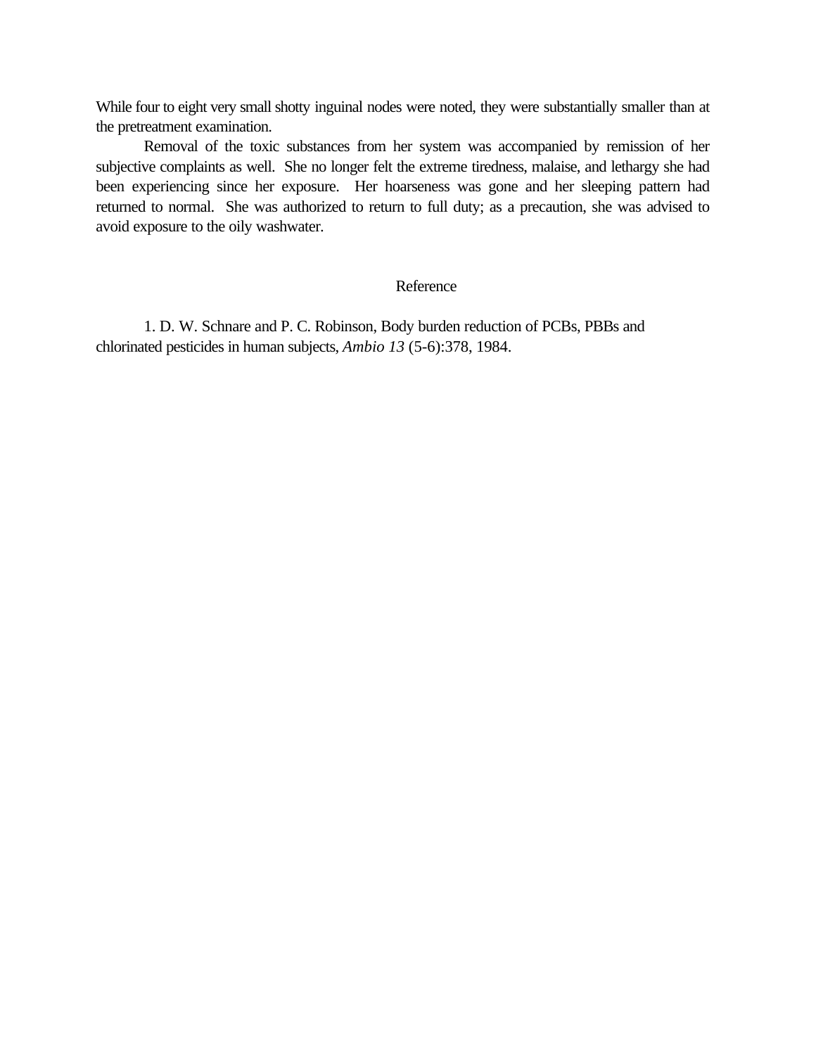While four to eight very small shotty inguinal nodes were noted, they were substantially smaller than at the pretreatment examination.

Removal of the toxic substances from her system was accompanied by remission of her subjective complaints as well. She no longer felt the extreme tiredness, malaise, and lethargy she had been experiencing since her exposure. Her hoarseness was gone and her sleeping pattern had returned to normal. She was authorized to return to full duty; as a precaution, she was advised to avoid exposure to the oily washwater.

## Reference

1. D. W. Schnare and P. C. Robinson, Body burden reduction of PCBs, PBBs and chlorinated pesticides in human subjects, *Ambio 13* (5-6):378, 1984.